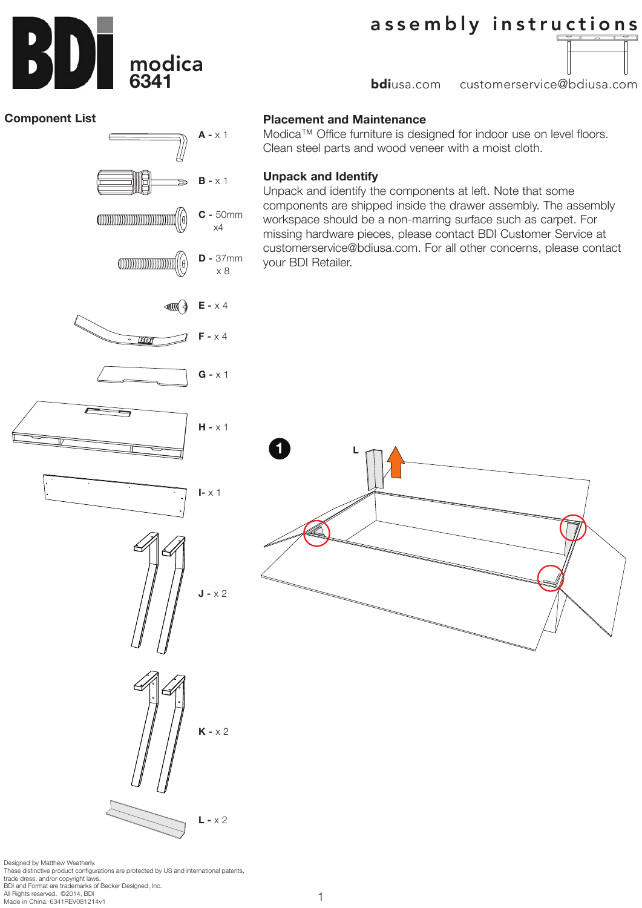# BDI modica 6341

## assembly instructions

**bdi**usa.com customerservice@bdiusa.com

## Component List

- A - x 1
- B - x 1
- C - 50mm x4
- D - 37mm x 8
- E - x 4
- F - x 4
- G - x 1
- H - x 1
- I- x 1
- J - x 2
- K - x 2
- L - x 2

## Placement and Maintenance

Modica™ Office furniture is designed for indoor use on level floors. Clean steel parts and wood veneer with a moist cloth.

## Unpack and Identify

Unpack and identify the components at left. Note that some components are shipped inside the drawer assembly. The assembly workspace should be a non-marring surface such as carpet. For missing hardware pieces, please contact BDI Customer Service at customerservice@bdiusa.com. For all other concerns, please contact your BDI Retailer.

**1**

L

Designed by Matthew Weatherly.
These distinctive product configurations are protected by US and international patents, trade dress, and/or copyright laws.
BDI and Format are trademarks of Becker Designed, Inc.
All Rights reserved. ©2014, BDI
Made in China. 6341REV081214v1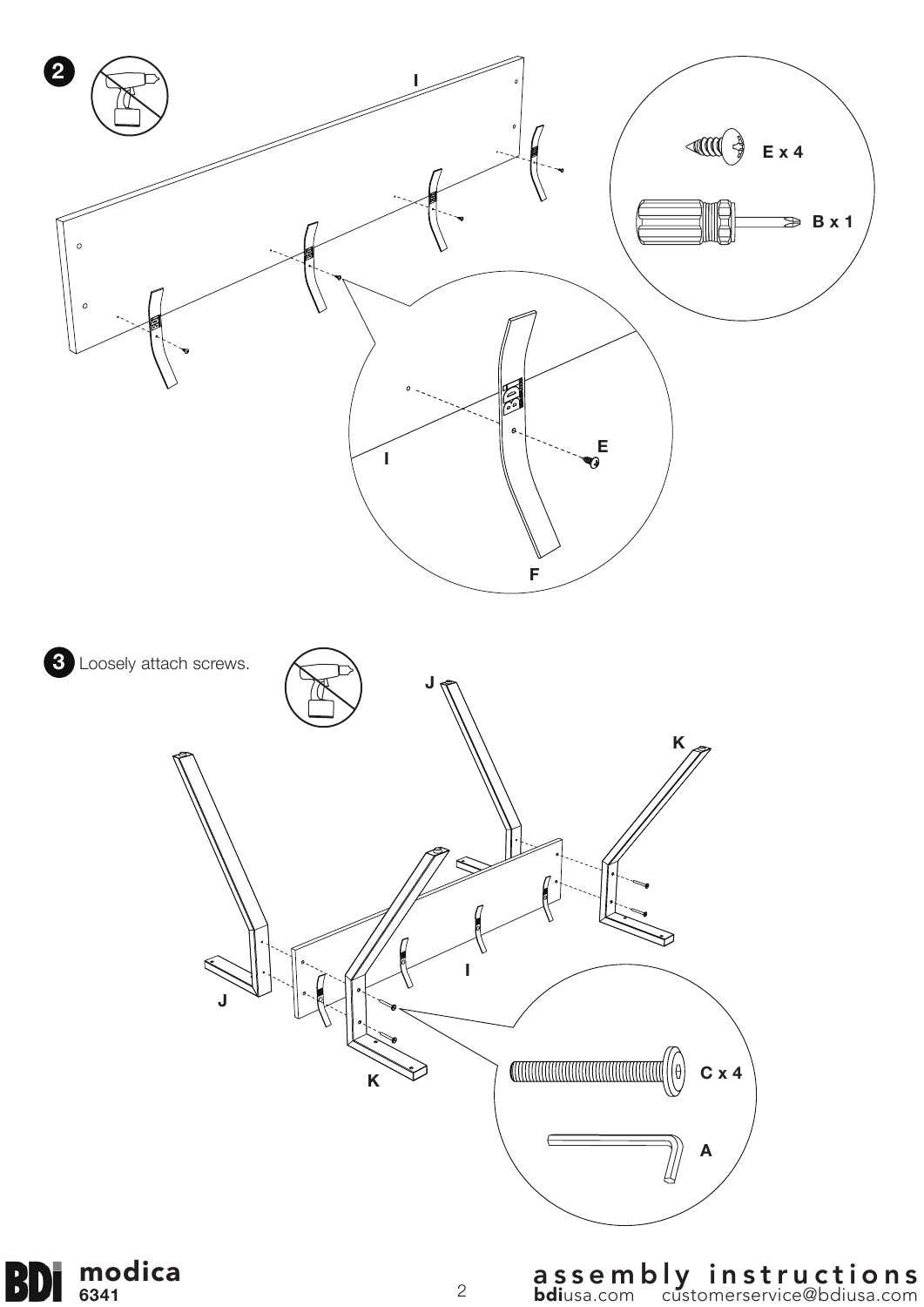**2**

I

E x 4

B x 1

I

E

F

**3** Loosely attach screws.

J

K

J

I

K

C x 4

A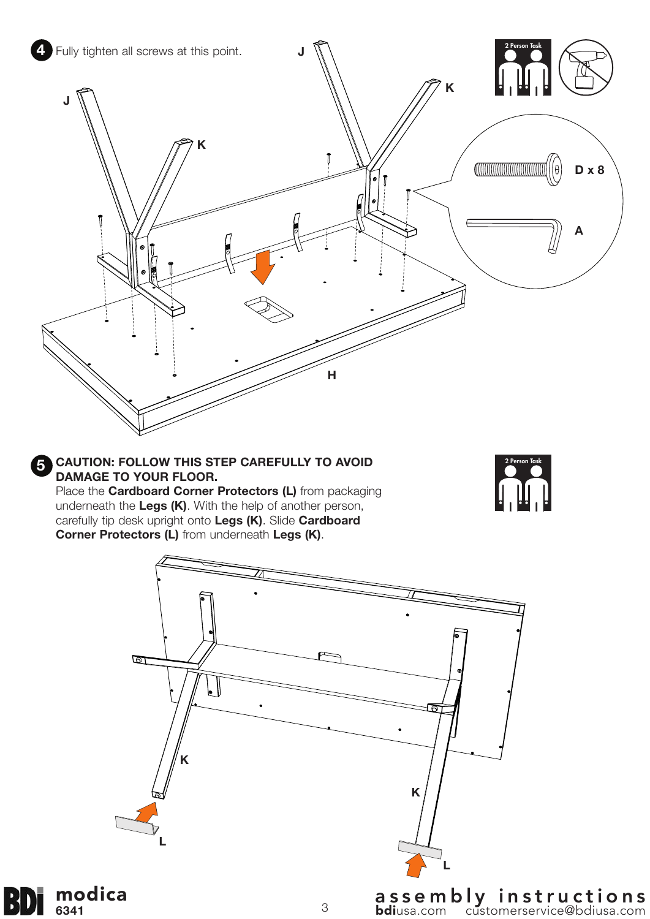**4** Fully tighten all screws at this point.

J

K

J

K

D x 8

A

H

2 Person Task

**5** **CAUTION: FOLLOW THIS STEP CAREFULLY TO AVOID DAMAGE TO YOUR FLOOR.**
Place the **Cardboard Corner Protectors (L)** from packaging underneath the **Legs (K)**. With the help of another person, carefully tip desk upright onto **Legs (K)**. Slide **Cardboard Corner Protectors (L)** from underneath **Legs (K)**.

2 Person Task

K

K

L

L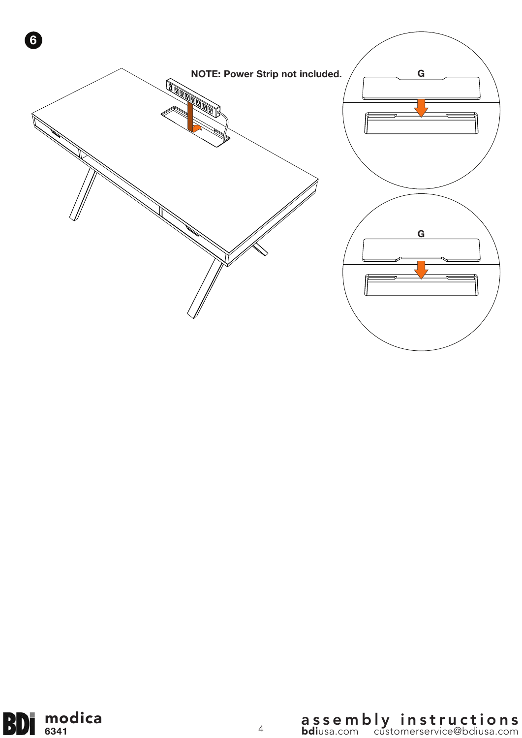6

**NOTE: Power Strip not included.**

G

G